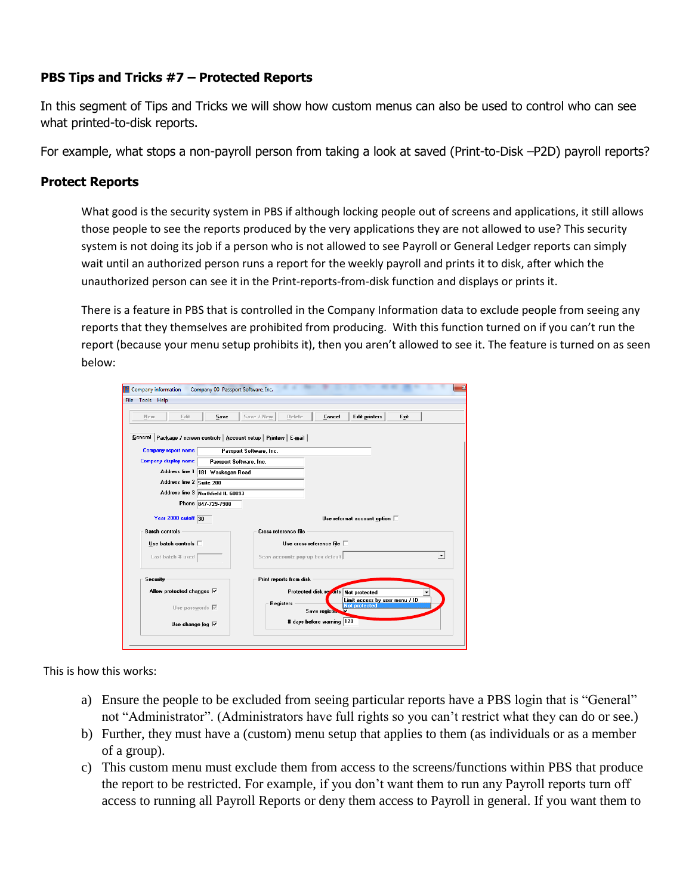### PBS Tips and Tricks #7 – Protected Reports

In this segment of Tips and Tricks we will show how custom menus can also be used to control who can see what printed-to-disk reports.

For example, what stops a non-payroll person from taking a look at saved (Print-to-Disk –P2D) payroll reports?

### Protect Reports

What good is the security system in PBS if although locking people out of screens and applications, it still allows those people to see the reports produced by the very applications they are not allowed to use? This security system is not doing its job if a person who is not allowed to see Payroll or General Ledger reports can simply wait until an authorized person runs a report for the weekly payroll and prints it to disk, after which the unauthorized person can see it in the Print-reports-from-disk function and displays or prints it.

There is a feature in PBS that is controlled in the Company Information data to exclude people from seeing any reports that they themselves are prohibited from producing. With this function turned on if you can't run the report (because your menu setup prohibits it), then you aren't allowed to see it. The feature is turned on as seen below:

This is how this works:

a) Ensure the people to be excluded from seeing particular reports have a PBS login that is "General" not "Administrator". (Administrators have full rights so you can't restrict what they can do or see.)
b) Further, they must have a (custom) menu setup that applies to them (as individuals or as a member of a group).
c) This custom menu must exclude them from access to the screens/functions within PBS that produce the report to be restricted. For example, if you don't want them to run any Payroll reports turn off access to running all Payroll Reports or deny them access to Payroll in general. If you want them to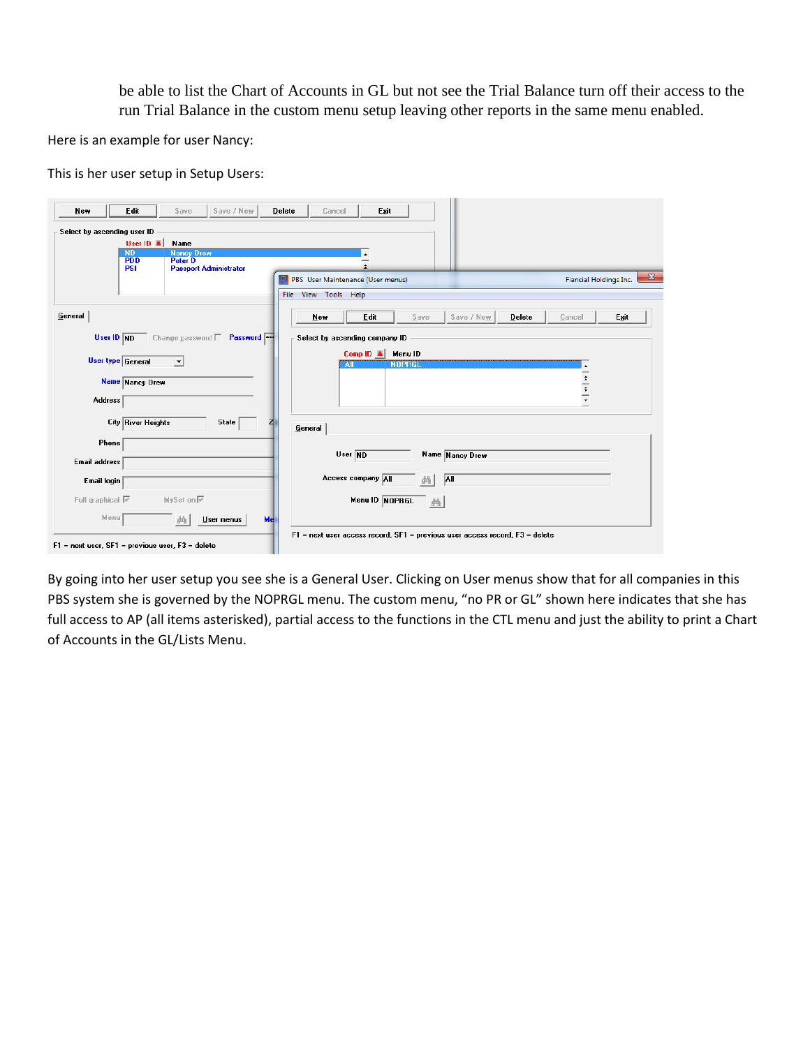be able to list the Chart of Accounts in GL but not see the Trial Balance turn off their access to the run Trial Balance in the custom menu setup leaving other reports in the same menu enabled.

Here is an example for user Nancy:

This is her user setup in Setup Users:

By going into her user setup you see she is a General User. Clicking on User menus show that for all companies in this PBS system she is governed by the NOPRGL menu. The custom menu, "no PR or GL" shown here indicates that she has full access to AP (all items asterisked), partial access to the functions in the CTL menu and just the ability to print a Chart of Accounts in the GL/Lists Menu.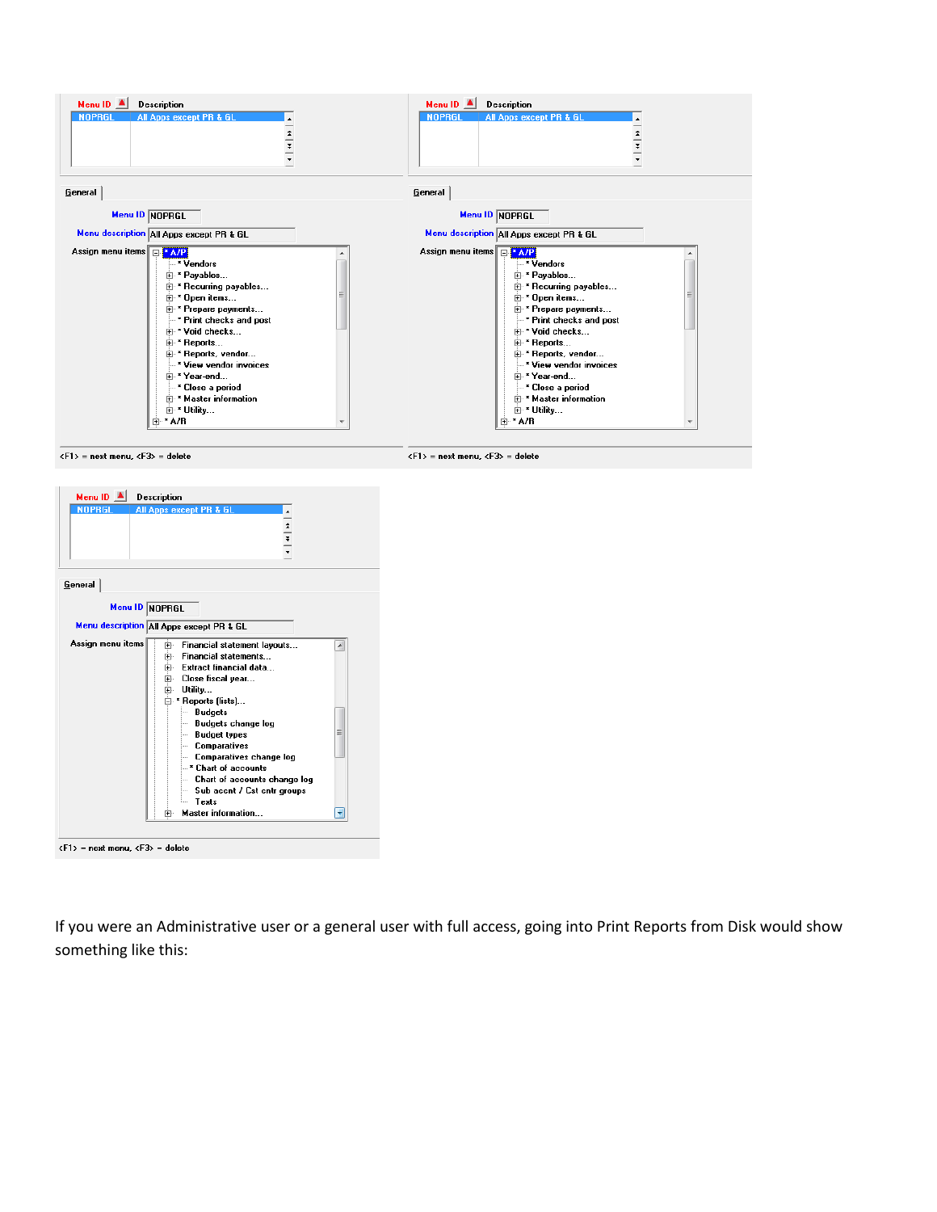Menu ID | Description
NOPRGL | All Apps except PR & GL

General

Menu ID: NOPRGL

Menu description: All Apps except PR & GL

Assign menu items:

- * A/P
  - * Vendors
  - * Payables...
  - * Recurring payables...
  - * Open items...
  - * Prepare payments...
  - * Print checks and post
  - * Void checks...
  - * Reports...
  - * Reports, vendor...
  - * View vendor invoices
  - * Year-end...
  - * Close a period
  - * Master information
  - * Utility...
- * A/R

<F1> = next menu, <F3> = delete

Menu ID | Description
NOPRGL | All Apps except PR & GL

General

Menu ID: NOPRGL

Menu description: All Apps except PR & GL

Assign menu items:

- * A/P
  - * Vendors
  - * Payables...
  - * Recurring payables...
  - * Open items...
  - * Prepare payments...
  - * Print checks and post
  - * Void checks...
  - * Reports...
  - * Reports, vendor...
  - * View vendor invoices
  - * Year-end...
  - * Close a period
  - * Master information
  - * Utility...
- * A/R

<F1> = next menu, <F3> = delete

Menu ID | Description
NOPRGL | All Apps except PR & GL

General

Menu ID: NOPRGL

Menu description: All Apps except PR & GL

Assign menu items:

- Financial statement layouts...
- Financial statements...
- Extract financial data...
- Close fiscal year...
- Utility...
- * Reports (lists)...
  - Budgets
  - Budgets change log
  - Budget types
  - Comparatives
  - Comparatives change log
  - * Chart of accounts
  - Chart of accounts change log
  - Sub accnt / Cst cntr groups
  - Texts
- Master information...

<F1> = next menu, <F3> = delete

If you were an Administrative user or a general user with full access, going into Print Reports from Disk would show something like this: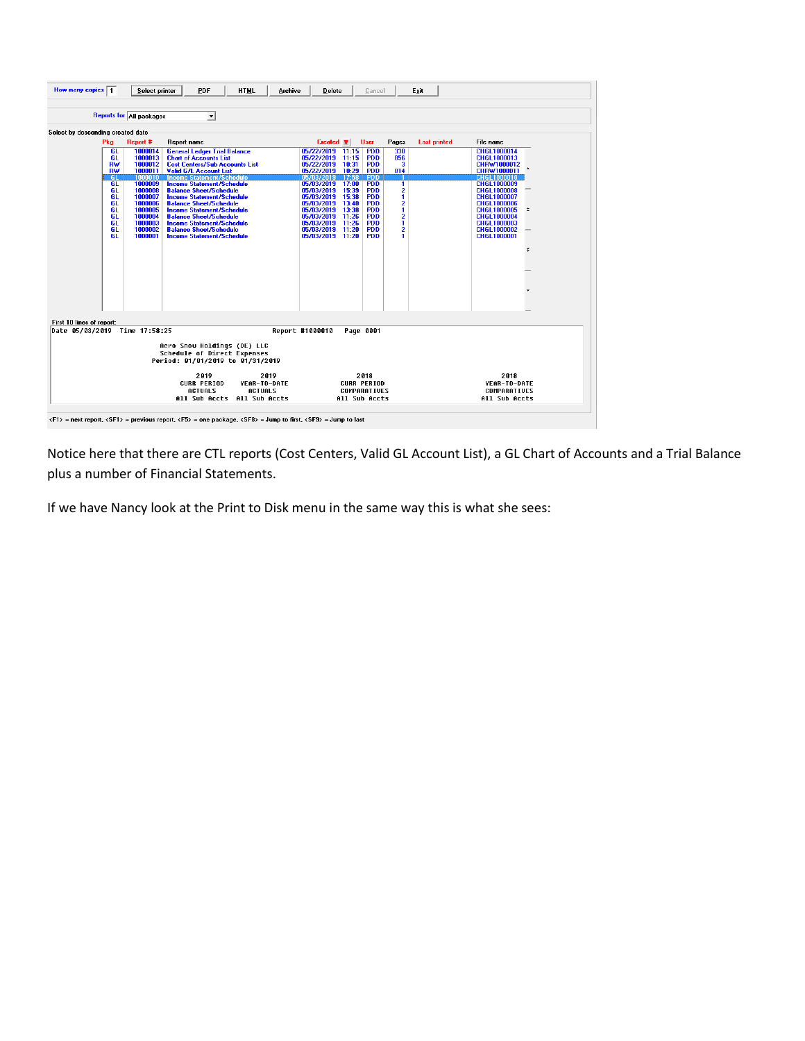How many copies 1 | Select printer | PDF | HTML | Archive | Delete | Cancel | Exit

Reports for All packages

Select by descending created date

| Pkg | Report # | Report name | Created | | User | Pages | Last printed | File name |
|---|---|---|---|---|---|---|---|---|
| GL | 1000014 | General Ledger Trial Balance | 05/22/2019 | 11:15 | PDD | 330 | | CHGL1000014 |
| GL | 1000013 | Chart of Accounts List | 05/22/2019 | 11:15 | PDD | 856 | | CHGL1000013 |
| RW | 1000012 | Cost Centers/Sub Accounts List | 05/22/2019 | 10:31 | PDD | 3 | | CHRW1000012 |
| RW | 1000011 | Valid G/L Account List | 05/22/2019 | 10:29 | PDD | 814 | | CHRW1000011 |
| GL | 1000010 | Income Statement/Schedule | 05/03/2019 | 17:58 | PDD | 1 | | CHGL1000010 |
| GL | 1000009 | Income Statement/Schedule | 05/03/2019 | 17:00 | PDD | 1 | | CHGL1000009 |
| GL | 1000008 | Balance Sheet/Schedule | 05/03/2019 | 15:39 | PDD | 2 | | CHGL1000008 |
| GL | 1000007 | Income Statement/Schedule | 05/03/2019 | 15:38 | PDD | 1 | | CHGL1000007 |
| GL | 1000006 | Balance Sheet/Schedule | 05/03/2019 | 13:40 | PDD | 2 | | CHGL1000006 |
| GL | 1000005 | Income Statement/Schedule | 05/03/2019 | 13:38 | PDD | 1 | | CHGL1000005 |
| GL | 1000004 | Balance Sheet/Schedule | 05/03/2019 | 11:26 | PDD | 2 | | CHGL1000004 |
| GL | 1000003 | Income Statement/Schedule | 05/03/2019 | 11:26 | PDD | 1 | | CHGL1000003 |
| GL | 1000002 | Balance Sheet/Schedule | 05/03/2019 | 11:20 | PDD | 2 | | CHGL1000002 |
| GL | 1000001 | Income Statement/Schedule | 05/03/2019 | 11:20 | PDD | 1 | | CHGL1000001 |

First 10 lines of report:

```
Date 05/03/2019  Time 17:58:25                    Report #1000010    Page 0001

                    Aero Snow Holdings (DE) LLC
                    Schedule of Direct Expenses
                  Period: 01/01/2019 to 01/31/2019

                      2019          2019              2018                  2018
                   CURR PERIOD   YEAR-TO-DATE      CURR PERIOD          YEAR-TO-DATE
                     ACTUALS       ACTUALS         COMPARATIVES         COMPARATIVES
                  All Sub Accts  All Sub Accts    All Sub Accts        All Sub Accts
```

<F1> = next report, <SF1> = previous report, <F5> = one package, <SF8> = Jump to first, <SF9> = Jump to last

Notice here that there are CTL reports (Cost Centers, Valid GL Account List), a GL Chart of Accounts and a Trial Balance plus a number of Financial Statements.

If we have Nancy look at the Print to Disk menu in the same way this is what she sees: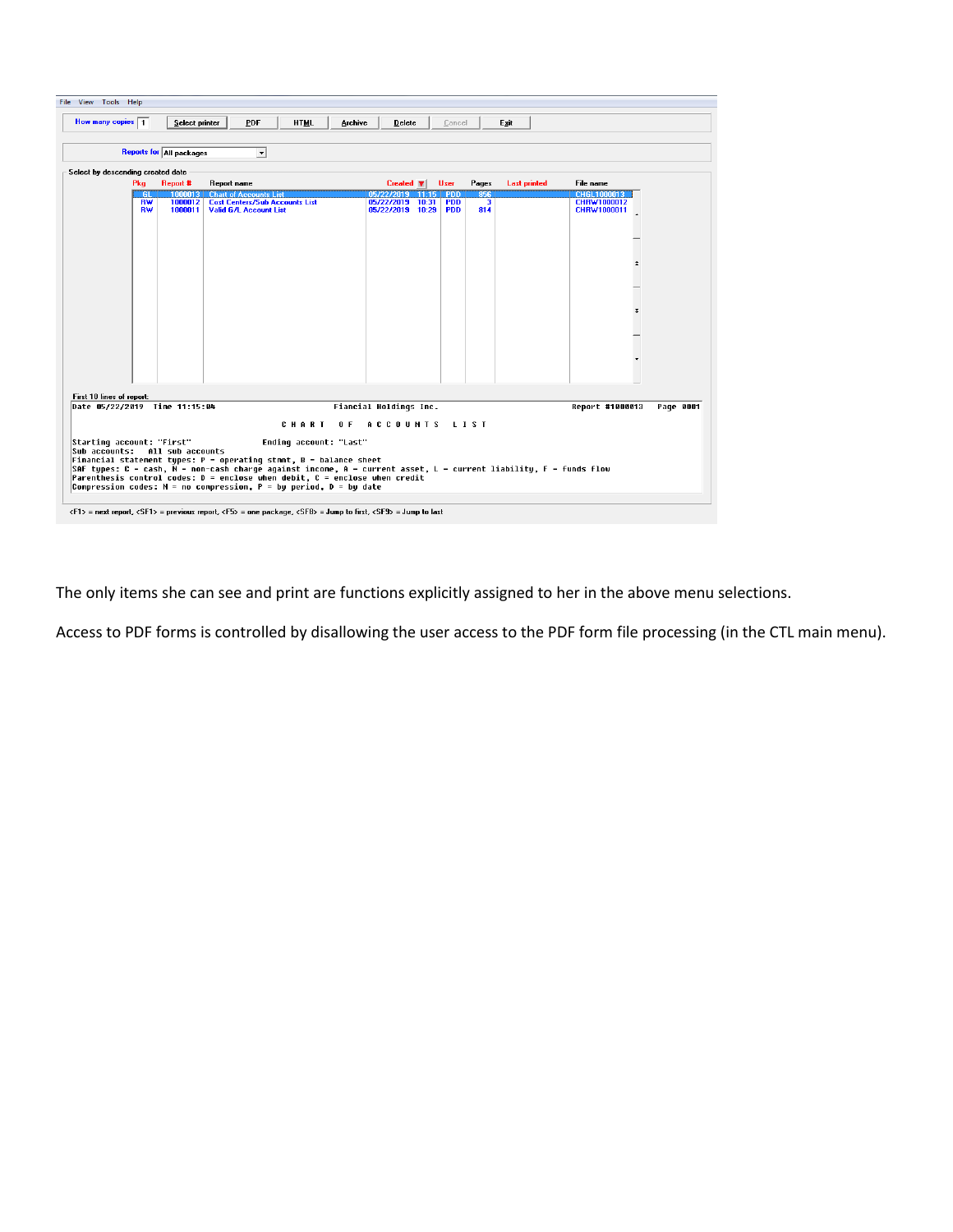File View Tools Help

How many copies 1 | Select printer | PDF | HTML | Archive | Delete | Cancel | Exit

Reports for All packages

Select by descending created date

| Pkg | Report # | Report name | Created | User | Pages | Last printed | File name |
|---|---|---|---|---|---|---|---|
| GL | 1000013 | Chart of Accounts List | 05/22/2019 11:15 | PDD | 856 | | CHGL1000013 |
| RW | 1000012 | Cost Centers/Sub Accounts List | 05/22/2019 10:31 | PDD | 3 | | CHRW1000012 |
| RW | 1000011 | Valid G/L Account List | 05/22/2019 10:29 | PDD | 814 | | CHRW1000011 |

First 10 lines of report:

```
Date 05/22/2019  Time 11:15:04                    Fiancial Holdings Inc.                          Report #1000013   Page 0001

                                          C H A R T   O F   A C C O U N T S   L I S T

Starting account: "First"             Ending account: "Last"
Sub accounts:   All sub accounts
Financial statement types: P = operating stmt, B = balance sheet
SAF types: C = cash, N = non-cash charge against income, A = current asset, L = current liability, F = funds flow
Parenthesis control codes: D = enclose when debit, C = enclose when credit
Compression codes: N = no compression, P = by period, D = by date
```

<F1> = next report, <SF1> = previous report, <F5> = one package, <SF8> = Jump to first, <SF9> = Jump to last

The only items she can see and print are functions explicitly assigned to her in the above menu selections.

Access to PDF forms is controlled by disallowing the user access to the PDF form file processing (in the CTL main menu).